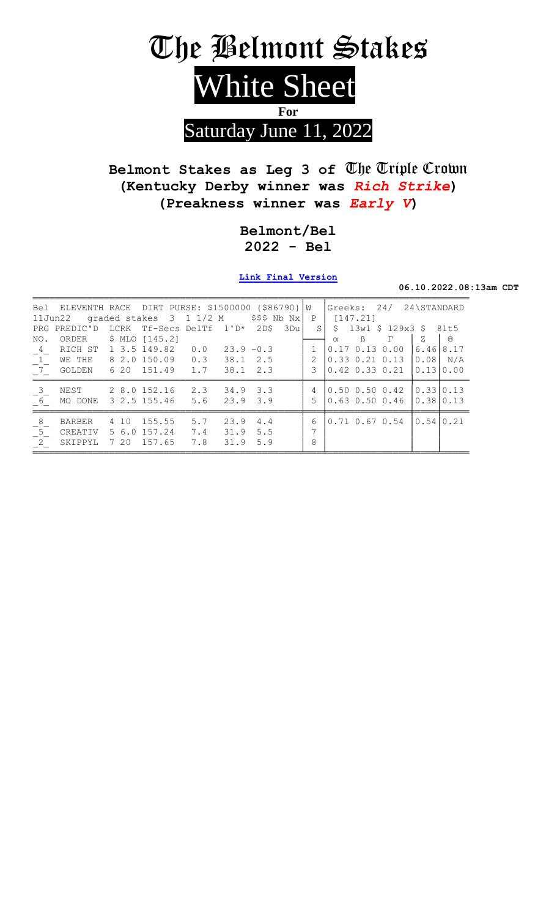# The Belmont Stakes

## White Sheet

**For**

## Saturday June 11, 2022

**Belmont Stakes as Leg 3 of The Triple Crown**
**(Kentucky Derby winner was *Rich Strike*)**
**(Preakness winner was *Early V*)**

**Belmont/Bel**
**2022 - Bel**

**Link Final Version**

**06.10.2022.08:13am CDT**

```
Bel  ELEVENTH RACE  DIRT PURSE: $1500000 {$86790}|W   |Greeks:  24/  24\STANDARD
11Jun22   graded stakes  3  1 1/2 M      $$$ Nb Nx|  P |  [147.21]
PRG PREDIC'D  LCRK  Tf-Secs DelTf  1'D*  2D$   3Du|  S|  $  13w1 $ 129x3 $   81t5
NO.  ORDER    $ MLO [145.2]                       |   |  α     ß     Γ   |  Z  |  Θ
_4_  RICH ST  1 3.5 149.82   0.0   23.9 -0.3      | 1 |0.17 0.13 0.00  |6.46|8.17
_1_  WE THE   8 2.0 150.09   0.3   38.1  2.5      | 2 |0.33 0.21 0.13  |0.08| N/A
_7_  GOLDEN   6 20  151.49   1.7   38.1  2.3      | 3 |0.42 0.33 0.21  |0.13|0.00

_3_  NEST     2 8.0 152.16   2.3   34.9  3.3      | 4 |0.50 0.50 0.42  |0.33|0.13
_6_  MO DONE  3 2.5 155.46   5.6   23.9  3.9      | 5 |0.63 0.50 0.46  |0.38|0.13

_8_  BARBER   4 10  155.55   5.7   23.9  4.4      | 6 |0.71 0.67 0.54  |0.54|0.21
_5_  CREATIV  5 6.0 157.24   7.4   31.9  5.5      | 7 |
_2_  SKIPPYL  7 20  157.65   7.8   31.9  5.9      | 8 |
```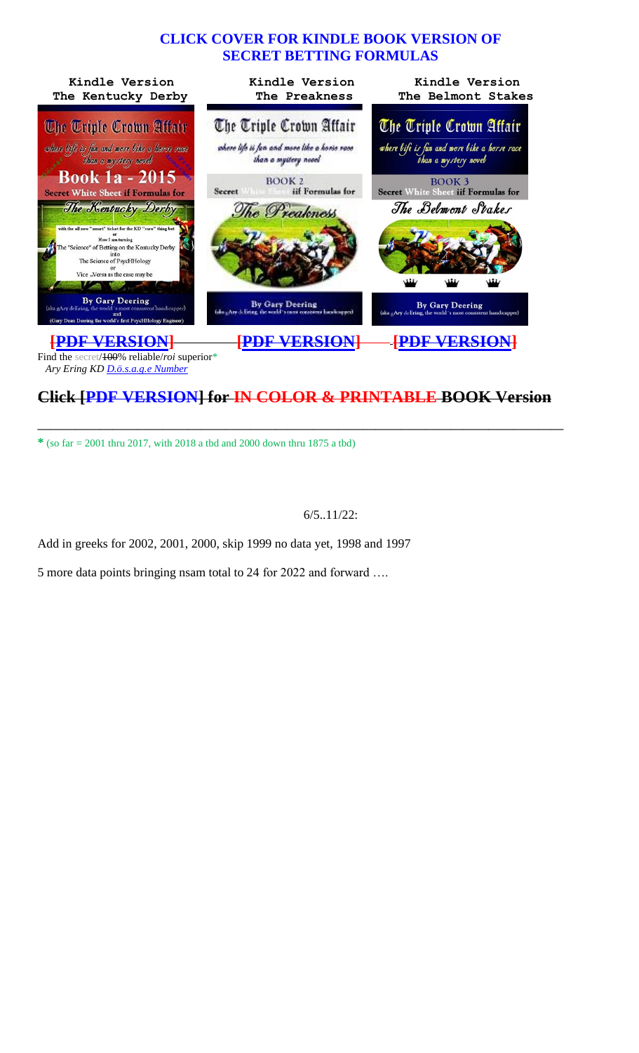## CLICK COVER FOR KINDLE BOOK VERSION OF SECRET BETTING FORMULAS

| Kindle Version The Kentucky Derby | Kindle Version The Preakness | Kindle Version The Belmont Stakes |
|---|---|---|
| The Triple Crown Affair — where life is fun and more like a horse race than a mystery novel — Book 1a - 2015 — Secret White Sheet if Formulas for The Kentucky Derby — with the all new "smart" ticket for the KD "sure" thing bet or How I am turning The "Science" of Betting on the Kentucky Derby into The Science of PsycHHology or Vice Versa as the case may be — By Gary Deering (aka gAry deEring, the world's most consistent handicapper) and (Gary Dean Deering the world's first PsycHHology Engineer) | The Triple Crown Affair — where life is fun and more like a horse race than a mystery novel — BOOK 2 — Secret White Sheet iif Formulas for The Preakness — By Gary Deering (aka gAry deEring, the world's most consistent handicapper) | The Triple Crown Affair — where life is fun and more like a horse race than a mystery novel — BOOK 3 — Secret White Sheet iif Formulas for The Belmont Stakes — By Gary Deering (aka gAry deEring, the world's most consistent handicapper) |
| [PDF VERSION] | [PDF VERSION] | [PDF VERSION] |

Find the secret/~~100~~% reliable/*roi* superior*

*Ary Ering KD D.ö.s.a.g.e Number*

## ~~Click [PDF VERSION] for IN COLOR & PRINTABLE BOOK Version~~

---

* (so far = 2001 thru 2017, with 2018 a tbd and 2000 down thru 1875 a tbd)

6/5..11/22:

Add in greeks for 2002, 2001, 2000, skip 1999 no data yet, 1998 and 1997

5 more data points bringing nsam total to 24 for 2022 and forward ….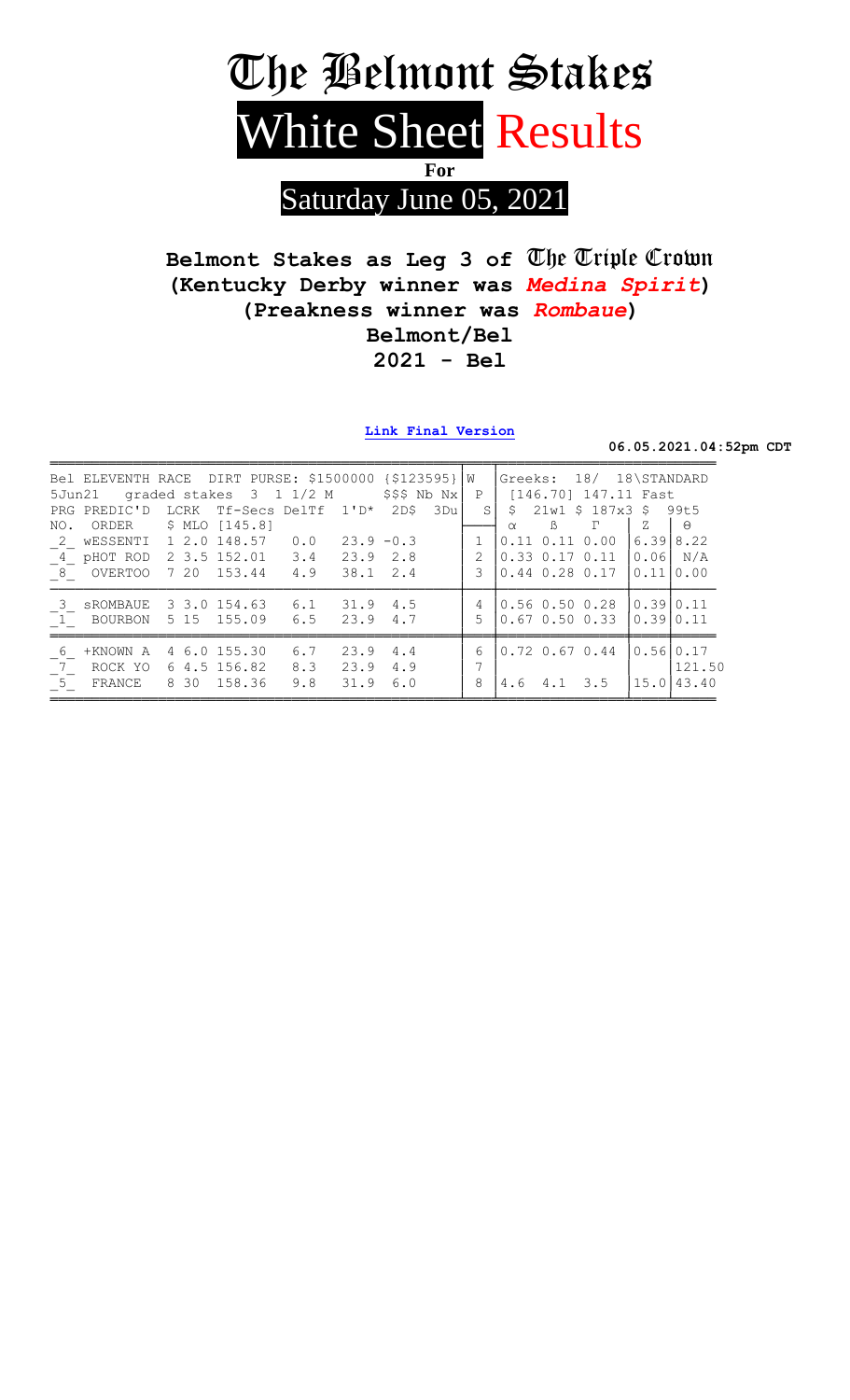# The Belmont Stakes

## White Sheet Results

**For**

## Saturday June 05, 2021

**Belmont Stakes as Leg 3 of The Triple Crown**
**(Kentucky Derby winner was *Medina Spirit*)**
**(Preakness winner was *Rombaue*)**
**Belmont/Bel**
**2021 - Bel**

**Link Final Version**

**06.05.2021.04:52pm CDT**

```
Bel ELEVENTH RACE  DIRT PURSE: $1500000 {$123595}|W  |Greeks:  18/  18\STANDARD
5Jun21   graded stakes  3  1 1/2 M       $$$ Nb Nx|P  | [146.70] 147.11 Fast
PRG PREDIC'D  LCRK  Tf-Secs DelTf  1'D*  2D$   3Du|S  | $   21w1 $ 187x3 $   99t5
NO.  ORDER    $ MLO [145.8]                       |   |  α     ß     Γ    |  Z  |  θ
_2_ wESSENTI  1 2.0 148.57    0.0    23.9 -0.3    | 1 |0.11 0.11 0.00   |6.39 |8.22
_4_ pHOT ROD  2 3.5 152.01    3.4    23.9  2.8    | 2 |0.33 0.17 0.11   |0.06 | N/A
_8_  OVERTOO  7 20  153.44    4.9    38.1  2.4    | 3 |0.44 0.28 0.17   |0.11 |0.00

_3_ sROMBAUE  3 3.0 154.63    6.1    31.9  4.5    | 4 |0.56 0.50 0.28   |0.39 |0.11
_1_  BOURBON  5 15  155.09    6.5    23.9  4.7    | 5 |0.67 0.50 0.33   |0.39 |0.11

_6_ +KNOWN A  4 6.0 155.30    6.7    23.9  4.4    | 6 |0.72 0.67 0.44   |0.56 |0.17
_7_  ROCK YO  6 4.5 156.82    8.3    23.9  4.9    | 7 |                 |     |121.50
_5_  FRANCE   8 30  158.36    9.8    31.9  6.0    | 8 |4.6  4.1  3.5    |15.0 |43.40
```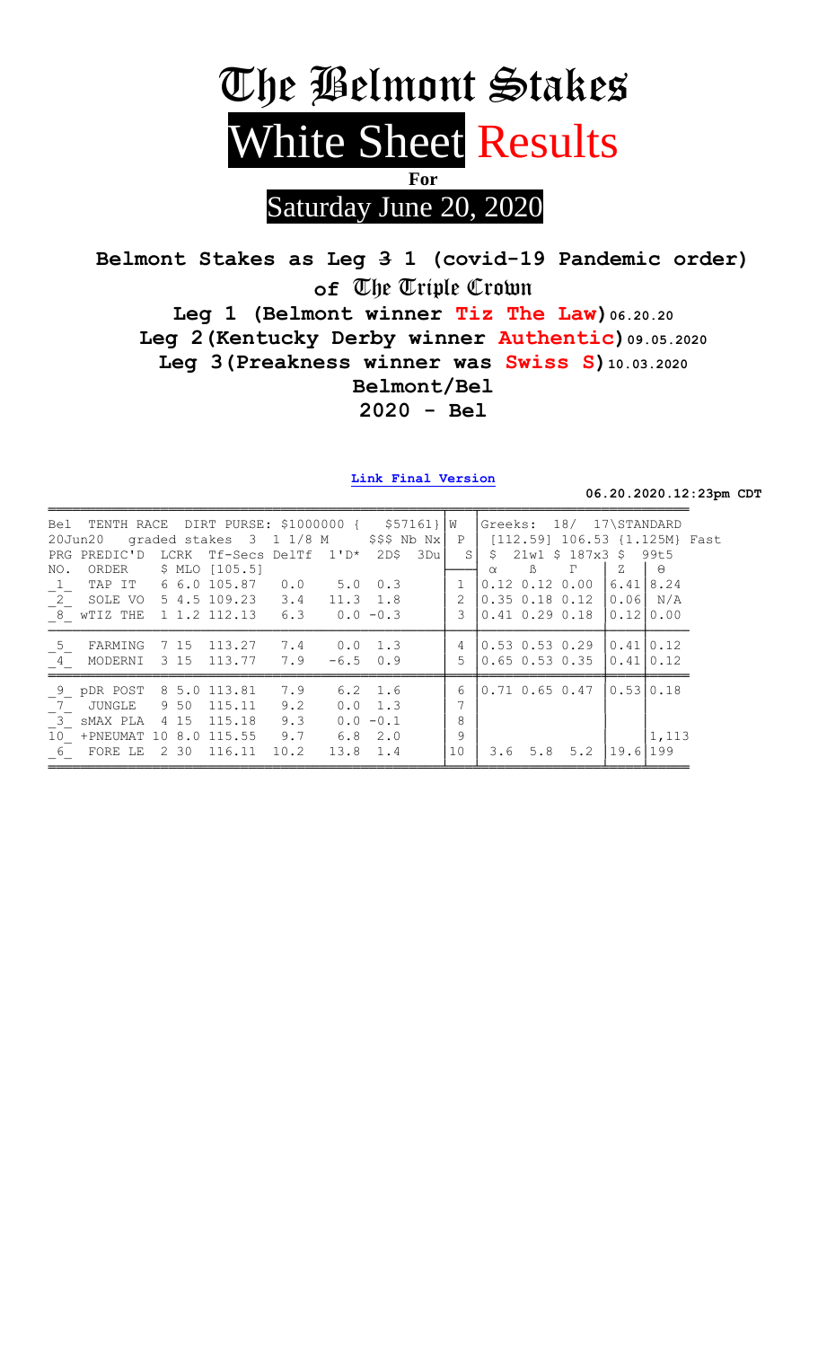# The Belmont Stakes

# White Sheet Results

**For**

## Saturday June 20, 2020

**Belmont Stakes as Leg ~~3~~ 1 (covid-19 Pandemic order)**

**of The Triple Crown**

**Leg 1 (Belmont winner Tiz The Law) 06.20.20**

**Leg 2 (Kentucky Derby winner Authentic) 09.05.2020**

**Leg 3 (Preakness winner was Swiss S) 10.03.2020**

**Belmont/Bel**

**2020 - Bel**

**Link Final Version**

**06.20.2020.12:23pm CDT**

```
Bel  TENTH RACE  DIRT PURSE: $1000000 {    $57161} W   Greeks:  18/  17\STANDARD
20Jun20   graded stakes  3  1 1/8 M      $$$ Nb Nx  P   [112.59] 106.53 {1.125M} Fast
PRG PREDIC'D  LCRK  Tf-Secs DelTf  1'D*   2D$   3Du S   $   21w1 $ 187x3 $   99t5
NO.  ORDER    $ MLO [105.5]                              α    ß    Γ     Z     Θ
_1_  TAP IT    6 6.0 105.87   0.0    5.0  0.3        1  0.12 0.12 0.00 |6.41| 8.24
_2_  SOLE VO   5 4.5 109.23   3.4   11.3  1.8        2  0.35 0.18 0.12 |0.06| N/A
_8_  wTIZ THE  1 1.2 112.13   6.3    0.0 -0.3        3  0.41 0.29 0.18 |0.12| 0.00

_5_  FARMING   7 15  113.27   7.4    0.0  1.3        4  0.53 0.53 0.29 |0.41| 0.12
_4_  MODERNI   3 15  113.77   7.9   -6.5  0.9        5  0.65 0.53 0.35 |0.41| 0.12

_9_  pDR POST  8 5.0 113.81   7.9    6.2  1.6        6  0.71 0.65 0.47 |0.53| 0.18
_7_  JUNGLE    9 50  115.11   9.2    0.0  1.3        7
_3_  sMAX PLA  4 15  115.18   9.3    0.0 -0.1        8
10_  +PNEUMAT 10 8.0 115.55   9.7    6.8  2.0        9                          1,113
_6_  FORE LE   2 30  116.11  10.2   13.8  1.4       10   3.6  5.8  5.2 |19.6| 199
```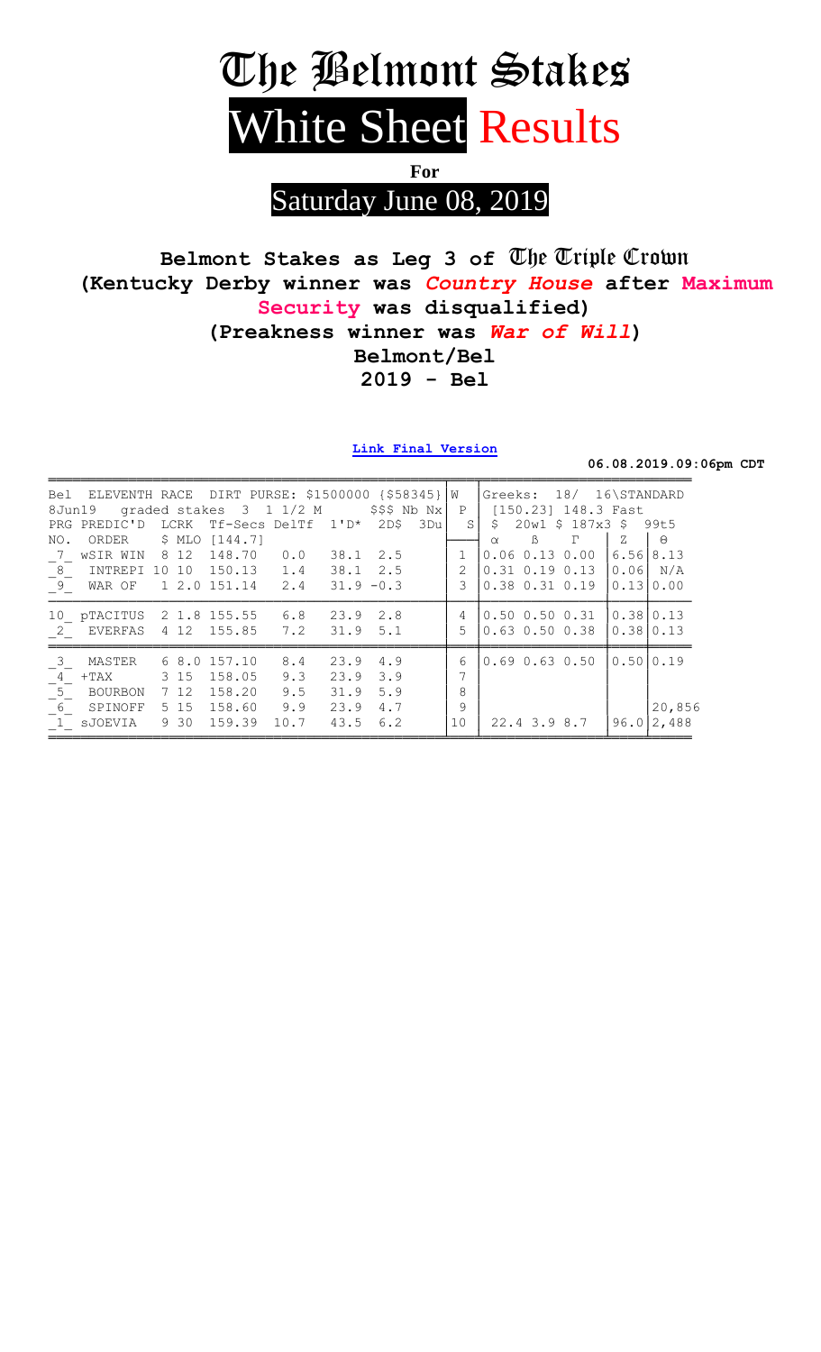# The Belmont Stakes

# White Sheet Results

**For**

## Saturday June 08, 2019

**Belmont Stakes as Leg 3 of The Triple Crown**
**(Kentucky Derby winner was *Country House* after Maximum Security was disqualified)**
**(Preakness winner was *War of Will*)**
**Belmont/Bel**
**2019 - Bel**

**Link Final Version**

**06.08.2019.09:06pm CDT**

```
Bel  ELEVENTH RACE  DIRT PURSE: $1500000 {$58345} W  | Greeks:  18/  16\STANDARD
8Jun19   graded stakes  3  1 1/2 M       $$$ Nb Nx  P  |  [150.23] 148.3 Fast
PRG PREDIC'D  LCRK  Tf-Secs DelTf  1'D*  2D$  3Du  S  | $   20w1 $ 187x3 $   99t5
NO.  ORDER    $ MLO [144.7]                           |  α    ß    Γ    | Z  | Θ
_7_  wSIR WIN  8 12  148.70    0.0   38.1  2.5     1  |0.06 0.13 0.00  |6.56|8.13
_8_  INTREPI 10 10   150.13    1.4   38.1  2.5     2  |0.31 0.19 0.13  |0.06| N/A
_9_  WAR OF    1 2.0 151.14    2.4   31.9 -0.3     3  |0.38 0.31 0.19  |0.13|0.00

10_ pTACITUS   2 1.8 155.55    6.8   23.9  2.8     4  |0.50 0.50 0.31  |0.38|0.13
_2_  EVERFAS   4 12  155.85    7.2   31.9  5.1     5  |0.63 0.50 0.38  |0.38|0.13

_3_  MASTER    6 8.0 157.10    8.4   23.9  4.9     6  |0.69 0.63 0.50  |0.50|0.19
_4_ +TAX       3 15  158.05    9.3   23.9  3.9     7  |                |    |
_5_  BOURBON   7 12  158.20    9.5   31.9  5.9     8  |                |    |
_6_  SPINOFF   5 15  158.60    9.9   23.9  4.7     9  |                |    |20,856
_1_ sJOEVIA    9 30  159.39   10.7   43.5  6.2    10  |  22.4 3.9 8.7  |96.0|2,488
```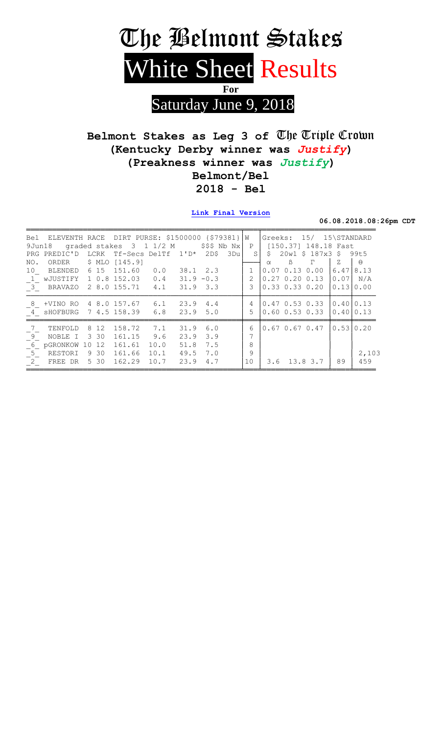# The Belmont Stakes

## White Sheet Results

**For**

Saturday June 9, 2018

**Belmont Stakes as Leg 3 of The Triple Crown**
**(Kentucky Derby winner was *Justify*)**
**(Preakness winner was *Justify*)**
**Belmont/Bel**
**2018 - Bel**

**Link Final Version**

**06.08.2018.08:26pm CDT**

```
Bel  ELEVENTH RACE  DIRT PURSE: $1500000 {$79381} W   |Greeks:  15/  15\STANDARD
9Jun18   graded stakes  3  1 1/2 M        $$$ Nb Nx| P  | [150.37] 148.18 Fast
PRG PREDIC'D  LCRK  Tf-Secs DelTf  1'D*  2D$   3Du|  S| $   20w1 $ 187x3 $   99t5
NO.  ORDER     $ MLO [145.9]                      |___| α    ß    Γ    |  Z   |  θ
10_  BLENDED   6 15  151.60    0.0    38.1  2.3      |  1 |0.07 0.13 0.00 |6.47|8.13
_1_ wJUSTIFY   1 0.8 152.03    0.4    31.9 -0.3      |  2 |0.27 0.20 0.13 |0.07| N/A
_3_  BRAVAZO   2 8.0 155.71    4.1    31.9  3.3      |  3 |0.33 0.33 0.20 |0.13|0.00
_8_ +VINO RO   4 8.0 157.67    6.1    23.9  4.4      |  4 |0.47 0.53 0.33 |0.40|0.13
_4_ sHOFBURG   7 4.5 158.39    6.8    23.9  5.0      |  5 |0.60 0.53 0.33 |0.40|0.13
_7_  TENFOLD   8 12  158.72    7.1    31.9  6.0      |  6 |0.67 0.67 0.47 |0.53|0.20
_9_  NOBLE I   3 30  161.15    9.6    23.9  3.9      |  7 |
_6_ pGRONKOW 10 12   161.61   10.0    51.8  7.5      |  8 |
_5_  RESTORI   9 30  161.66   10.1    49.5  7.0      |  9 |                |    | 2,103
_2_  FREE DR   5 30  162.29   10.7    23.9  4.7      | 10 |  3.6  13.8 3.7 | 89 |  459
```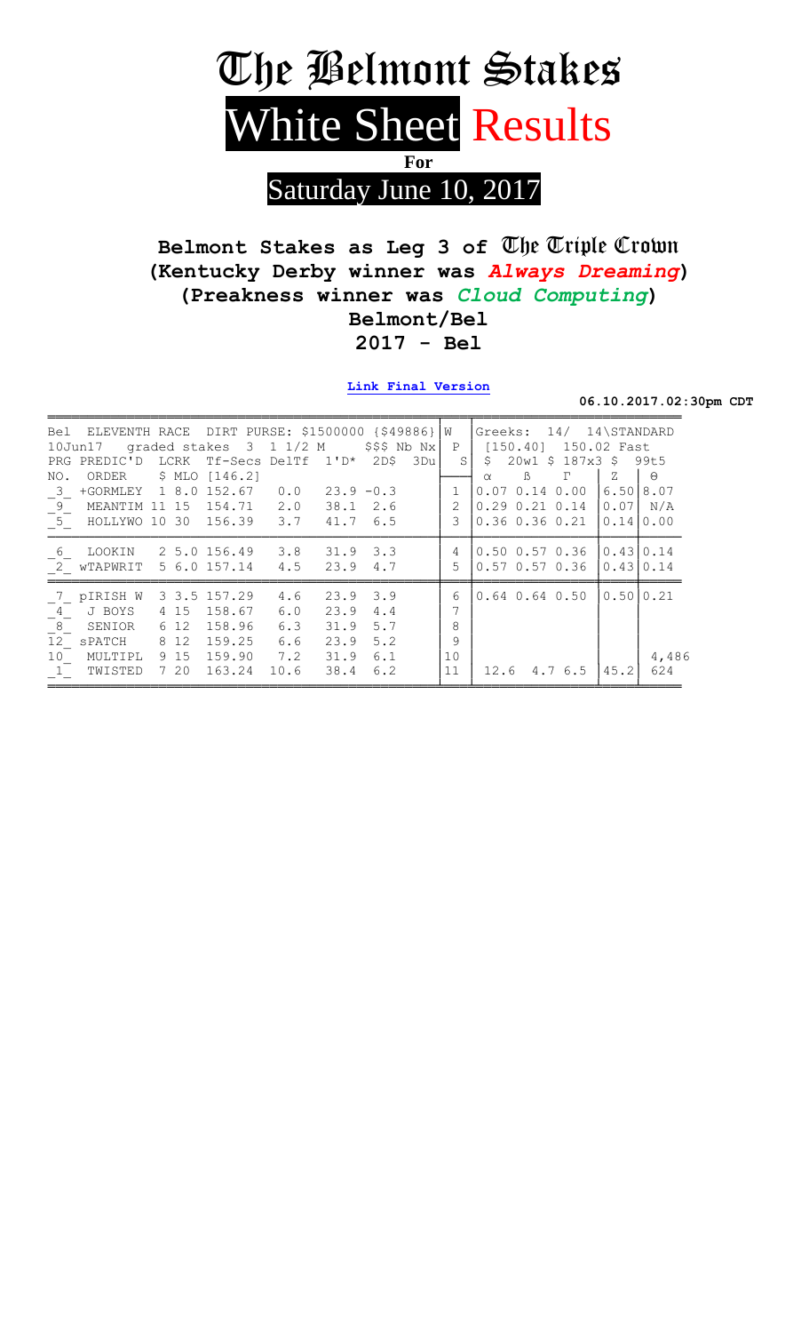# The Belmont Stakes

# White Sheet Results

**For**

## Saturday June 10, 2017

**Belmont Stakes as Leg 3 of The Triple Crown**
**(Kentucky Derby winner was *Always Dreaming*)**
**(Preakness winner was *Cloud Computing*)**
**Belmont/Bel**
**2017 - Bel**

**Link Final Version**

**06.10.2017.02:30pm CDT**

```
Bel  ELEVENTH RACE  DIRT PURSE: $1500000 {$49886} W   Greeks:  14/  14\STANDARD
10Jun17   graded stakes  3  1 1/2 M      $$$ Nb Nx P    [150.40]  150.02 Fast
PRG PREDIC'D  LCRK  Tf-Secs DelTf  1'D*  2D$  3Du  S   $   20w1 $ 187x3 $   99t5
NO.  ORDER     $ MLO [146.2]                            α     ß    Γ      Z     Θ
_3_  +GORMLEY   1 8.0 152.67   0.0   23.9 -0.3      1   0.07 0.14 0.00   6.50  8.07
_9_  MEANTIM 11 15  154.71   2.0   38.1  2.6      2   0.29 0.21 0.14   0.07  N/A
_5_  HOLLYWO 10 30  156.39   3.7   41.7  6.5      3   0.36 0.36 0.21   0.14  0.00

_6_  LOOKIN     2 5.0 156.49   3.8   31.9  3.3      4   0.50 0.57 0.36   0.43  0.14
_2_  wTAPWRIT   5 6.0 157.14   4.5   23.9  4.7      5   0.57 0.57 0.36   0.43  0.14

_7_  pIRISH W   3 3.5 157.29   4.6   23.9  3.9      6   0.64 0.64 0.50   0.50  0.21
_4_  J BOYS     4 15  158.67   6.0   23.9  4.4      7
_8_  SENIOR     6 12  158.96   6.3   31.9  5.7      8
12_  sPATCH     8 12  159.25   6.6   23.9  5.2      9
10_  MULTIPL    9 15  159.90   7.2   31.9  6.1     10                          4,486
_1_  TWISTED    7 20  163.24  10.6   38.4  6.2     11   12.6  4.7 6.5   45.2   624
```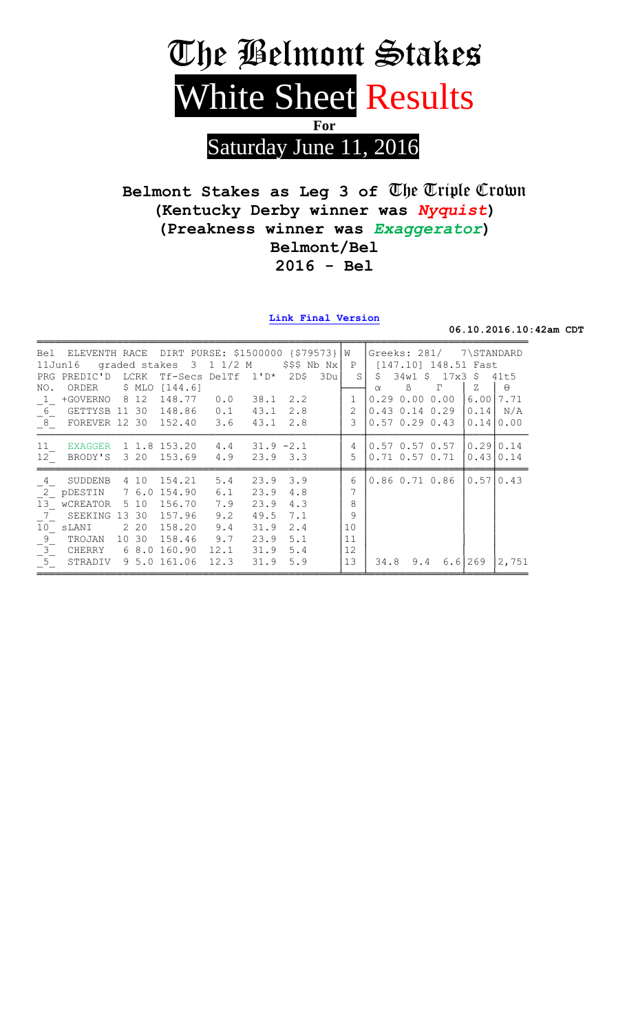# The Belmont Stakes

## White Sheet Results

**For**

## Saturday June 11, 2016

**Belmont Stakes as Leg 3 of The Triple Crown**
**(Kentucky Derby winner was *Nyquist*)**
**(Preakness winner was *Exaggerator*)**
**Belmont/Bel**
**2016 - Bel**

**Link Final Version**

**06.10.2016.10:42am CDT**

```
Bel  ELEVENTH RACE  DIRT PURSE: $1500000 {$79573}|W  |Greeks: 281/    7\STANDARD
11Jun16   graded stakes  3  1 1/2 M     $$$ Nb Nx| P |  [147.10] 148.51 Fast
PRG PREDIC'D  LCRK  Tf-Secs DelTf  1'D*   2D$  3Du|  S| $   34w1 $  17x3 $   41t5
NO.  ORDER     $ MLO [144.6]                      |   | α     ß      Γ    |  Z   |  Θ
_1_  +GOVERNO   8 12  148.77    0.0   38.1  2.2    | 1 |0.29 0.00 0.00   |6.00|7.71
_6_  GETTYSB 11 30   148.86    0.1   43.1  2.8    | 2 |0.43 0.14 0.29   |0.14|  N/A
_8_  FOREVER 12 30   152.40    3.6   43.1  2.8    | 3 |0.57 0.29 0.43   |0.14|0.00
11_  EXAGGER  1 1.8 153.20    4.4   31.9 -2.1    | 4 |0.57 0.57 0.57   |0.29|0.14
12_  BRODY'S  3 20  153.69    4.9   23.9  3.3    | 5 |0.71 0.57 0.71   |0.43|0.14
_4_  SUDDENB  4 10  154.21    5.4   23.9  3.9    | 6 |0.86 0.71 0.86   |0.57|0.43
_2_ pDESTIN   7 6.0 154.90    6.1   23.9  4.8    | 7 |
13_ wCREATOR  5 10  156.70    7.9   23.9  4.3    | 8 |
_7_  SEEKING 13 30  157.96    9.2   49.5  7.1    | 9 |
10_ sLANI     2 20  158.20    9.4   31.9  2.4    |10 |
_9_  TROJAN  10 30  158.46    9.7   23.9  5.1    |11 |
_3_  CHERRY   6 8.0 160.90   12.1   31.9  5.4    |12 |
_5_  STRADIV  9 5.0 161.06   12.3   31.9  5.9    |13 | 34.8   9.4   6.6|269 |2,751
```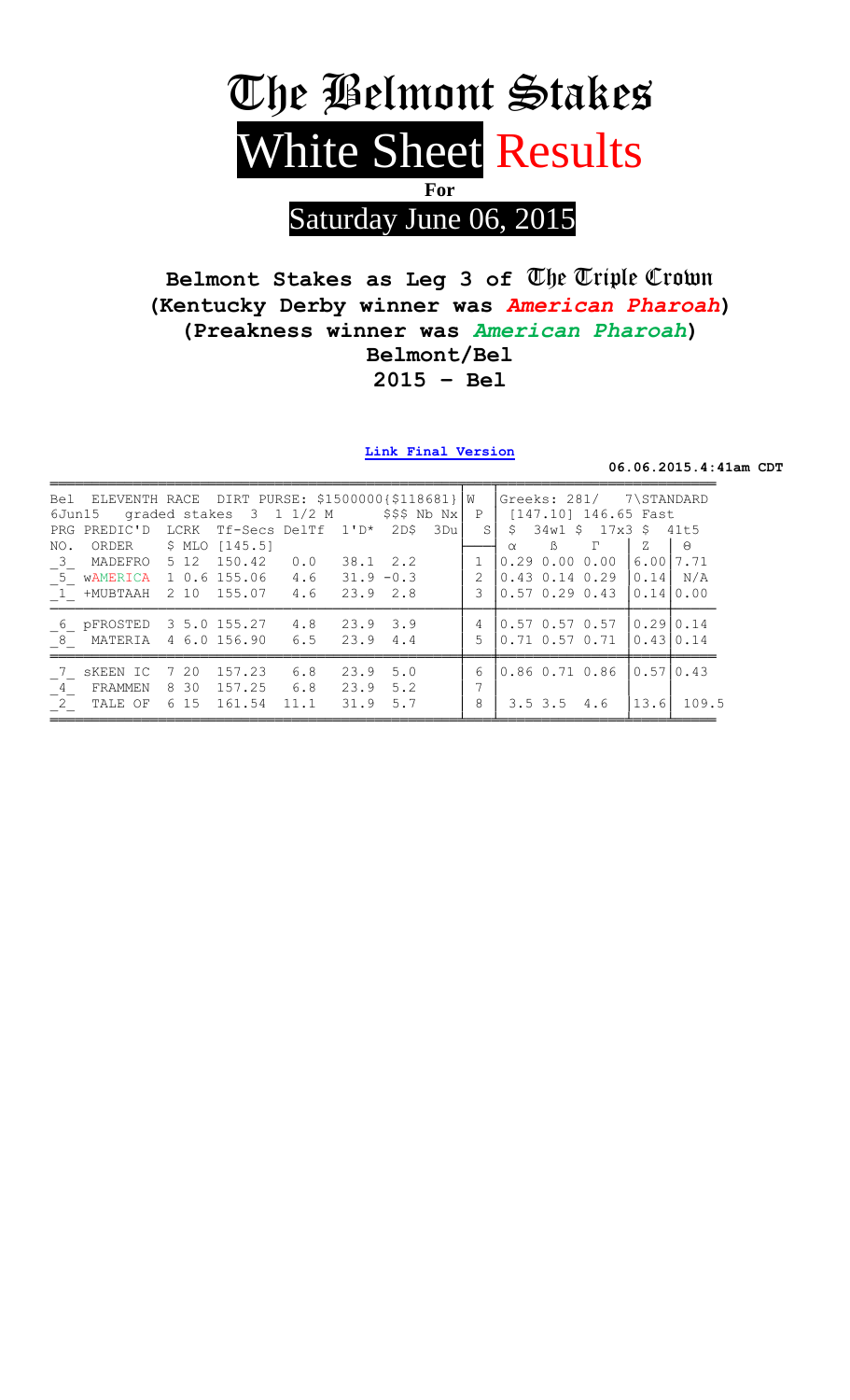# The Belmont Stakes

## White Sheet Results

**For**

Saturday June 06, 2015

**Belmont Stakes as Leg 3 of The Triple Crown**
**(Kentucky Derby winner was *American Pharoah*)**
**(Preakness winner was *American Pharoah*)**
**Belmont/Bel**
**2015 – Bel**

**Link Final Version**

**06.06.2015.4:41am CDT**

```
Bel  ELEVENTH RACE  DIRT PURSE: $1500000{$118681} W    Greeks: 281/   7\STANDARD
6Jun15   graded stakes  3  1 1/2 M      $$$ Nb Nx  P    [147.10] 146.65 Fast
PRG PREDIC'D  LCRK  Tf-Secs DelTf  1'D*  2D$  3Du  S    $  34w1 $  17x3 $  41t5
NO.  ORDER    $ MLO [145.5]                                α    ß    Γ    Z    Θ
_3_  MADEFRO   5 12  150.42   0.0   38.1  2.2       1   0.29 0.00 0.00 6.00 7.71
_5_  wAMERICA  1 0.6 155.06   4.6   31.9 -0.3       2   0.43 0.14 0.29 0.14 N/A
_1_  +MUBTAAH  2 10  155.07   4.6   23.9  2.8       3   0.57 0.29 0.43 0.14 0.00

_6_  pFROSTED  3 5.0 155.27   4.8   23.9  3.9       4   0.57 0.57 0.57 0.29 0.14
_8_  MATERIA   4 6.0 156.90   6.5   23.9  4.4       5   0.71 0.57 0.71 0.43 0.14

_7_  sKEEN IC  7 20  157.23   6.8   23.9  5.0       6   0.86 0.71 0.86 0.57 0.43
_4_  FRAMMEN   8 30  157.25   6.8   23.9  5.2       7
_2_  TALE OF   6 15  161.54  11.1   31.9  5.7       8    3.5  3.5  4.6 13.6 109.5
```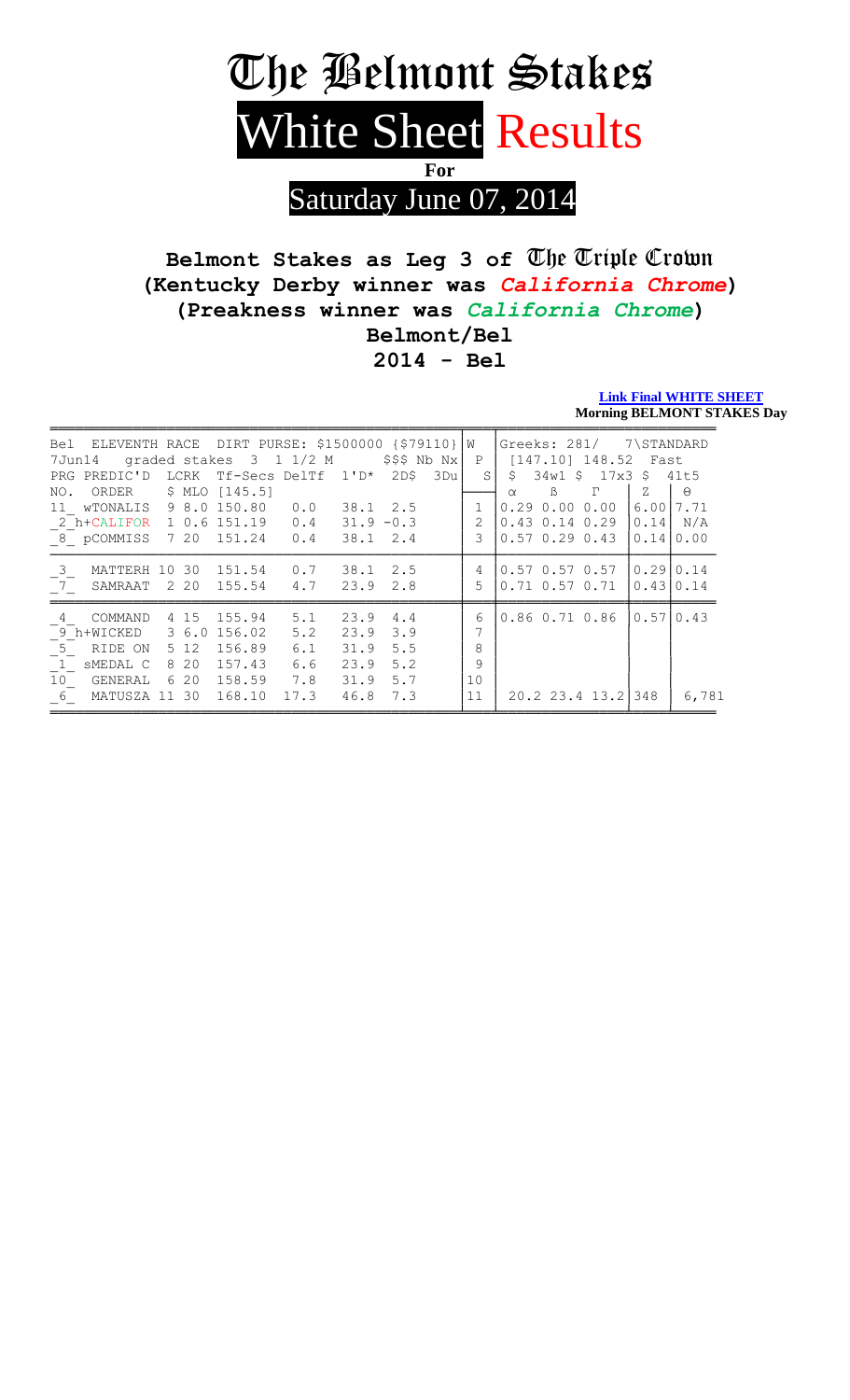# The Belmont Stakes

## White Sheet Results

**For**

Saturday June 07, 2014

**Belmont Stakes as Leg 3 of The Triple Crown**
**(Kentucky Derby winner was *California Chrome*)**
**(Preakness winner was *California Chrome*)**
**Belmont/Bel**
**2014 - Bel**

**Link Final WHITE SHEET**
**Morning BELMONT STAKES Day**

```
Bel  ELEVENTH RACE  DIRT PURSE: $1500000 {$79110}|W   |Greeks: 281/   7\STANDARD
7Jun14   graded stakes  3  1 1/2 M       $$$ Nb Nx| P  | [147.10] 148.52  Fast
PRG PREDIC'D  LCRK  Tf-Secs DelTf  1'D*  2D$  3Du|  S | $   34w1 $  17x3 $   41t5
NO.  ORDER    $ MLO [145.5]                       |    | α    ß    Γ     | Z  | θ
11_ wTONALIS   9 8.0 150.80    0.0   38.1  2.5    | 1  |0.29 0.00 0.00   |6.00|7.71
_2_h+CALIFOR   1 0.6 151.19    0.4   31.9 -0.3    | 2  |0.43 0.14 0.29   |0.14| N/A
_8_ pCOMMISS   7 20  151.24    0.4   38.1  2.4    | 3  |0.57 0.29 0.43   |0.14|0.00

_3_  MATTERH 10 30   151.54    0.7   38.1  2.5    | 4  |0.57 0.57 0.57   |0.29|0.14
_7_  SAMRAAT   2 20  155.54    4.7   23.9  2.8    | 5  |0.71 0.57 0.71   |0.43|0.14

_4_  COMMAND   4 15  155.94    5.1   23.9  4.4    | 6  |0.86 0.71 0.86   |0.57|0.43
_9_h+WICKED    3 6.0 156.02    5.2   23.9  3.9    | 7  |                 |    |
_5_  RIDE ON   5 12  156.89    6.1   31.9  5.5    | 8  |                 |    |
_1_ sMEDAL C   8 20  157.43    6.6   23.9  5.2    | 9  |                 |    |
10_  GENERAL   6 20  158.59    7.8   31.9  5.7    | 10 |                 |    |
_6_  MATUSZA 11 30   168.10   17.3   46.8  7.3    | 11 | 20.2 23.4 13.2  |348 |  6,781
```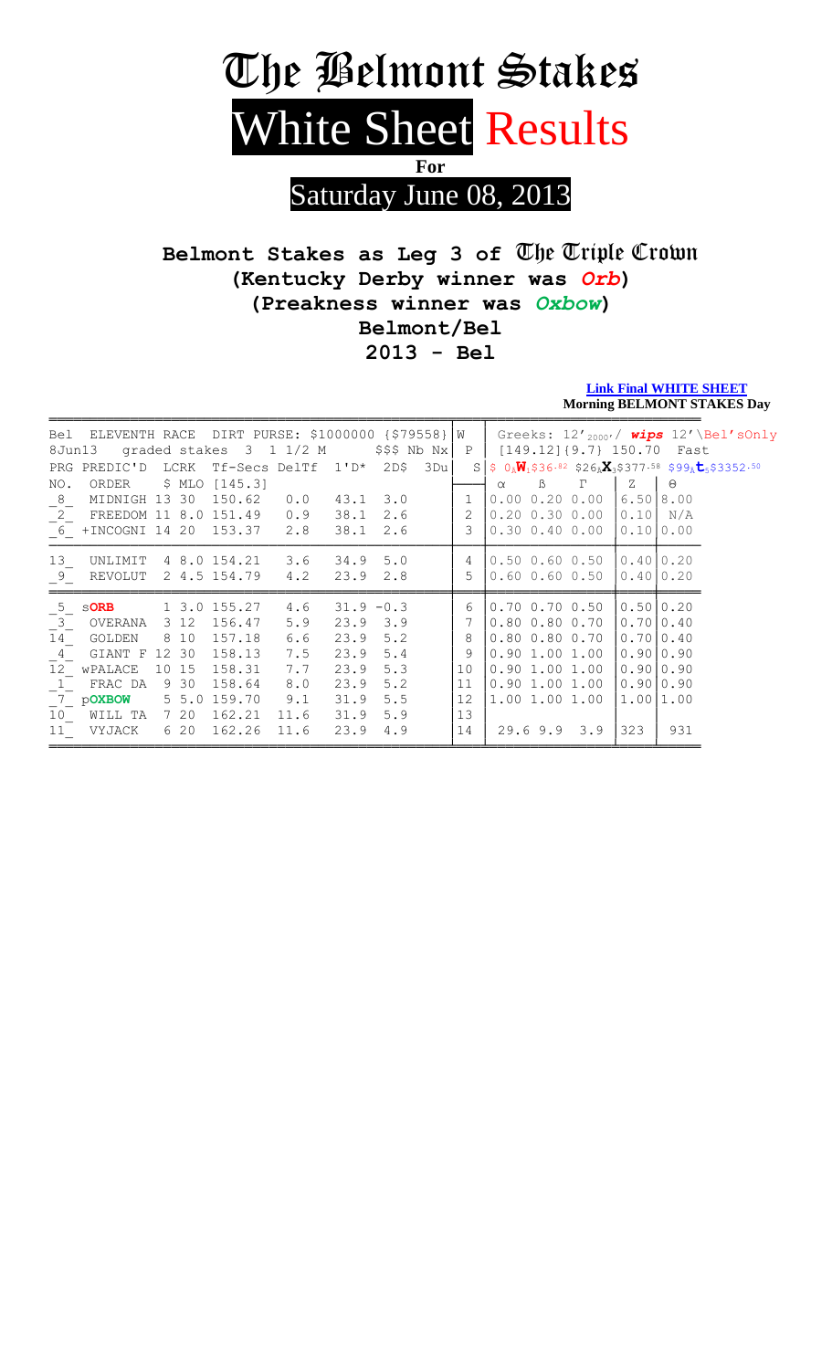# The Belmont Stakes

# White Sheet Results

**For**

## Saturday June 08, 2013

**Belmont Stakes as Leg 3 of The Triple Crown**
**(Kentucky Derby winner was *Orb*)**
**(Preakness winner was *Oxbow*)**
**Belmont/Bel**
**2013 - Bel**

**Link Final WHITE SHEET**
**Morning BELMONT STAKES Day**

```
Bel  ELEVENTH RACE  DIRT PURSE: $1000000 {$79558}|W  |  Greeks: 12'2000'/ wips 12'\Bel'sOnly
8Jun13   graded stakes  3  1 1/2 M      $$$ Nb Nx| P  |  [149.12]{9.7} 150.70  Fast
PRG PREDIC'D  LCRK  Tf-Secs DelTf  1'D*  2D$  3Du| S  | $ 0 W $36.82 $26 X $377.58 $99 t $3352.50
NO.  ORDER    $ MLO [145.3]                      |    |  α    ß    Γ    | Z  | θ
_8_  MIDNIGH 13 30  150.62   0.0   43.1  3.0     | 1  |0.00 0.20 0.00  |6.50|8.00
_2_  FREEDOM 11 8.0 151.49   0.9   38.1  2.6     | 2  |0.20 0.30 0.00  |0.10| N/A
_6_ +INCOGNI 14 20  153.37   2.8   38.1  2.6     | 3  |0.30 0.40 0.00  |0.10|0.00

13_  UNLIMIT  4 8.0 154.21   3.6   34.9  5.0     | 4  |0.50 0.60 0.50  |0.40|0.20
_9_  REVOLUT  2 4.5 154.79   4.2   23.9  2.8     | 5  |0.60 0.60 0.50  |0.40|0.20

_5_ sORB      1 3.0 155.27   4.6   31.9 -0.3     | 6  |0.70 0.70 0.50  |0.50|0.20
_3_  OVERANA  3 12  156.47   5.9   23.9  3.9     | 7  |0.80 0.80 0.70  |0.70|0.40
14_  GOLDEN   8 10  157.18   6.6   23.9  5.2     | 8  |0.80 0.80 0.70  |0.70|0.40
_4_  GIANT F 12 30  158.13   7.5   23.9  5.4     | 9  |0.90 1.00 1.00  |0.90|0.90
12_ wPALACE  10 15  158.31   7.7   23.9  5.3     | 10 |0.90 1.00 1.00  |0.90|0.90
_1_  FRAC DA  9 30  158.64   8.0   23.9  5.2     | 11 |0.90 1.00 1.00  |0.90|0.90
_7_ pOXBOW    5 5.0 159.70   9.1   31.9  5.5     | 12 |1.00 1.00 1.00  |1.00|1.00
10_  WILL TA  7 20  162.21  11.6   31.9  5.9     | 13 |
11_  VYJACK   6 20  162.26  11.6   23.9  4.9     | 14 |  29.6 9.9  3.9 |323 |  931
```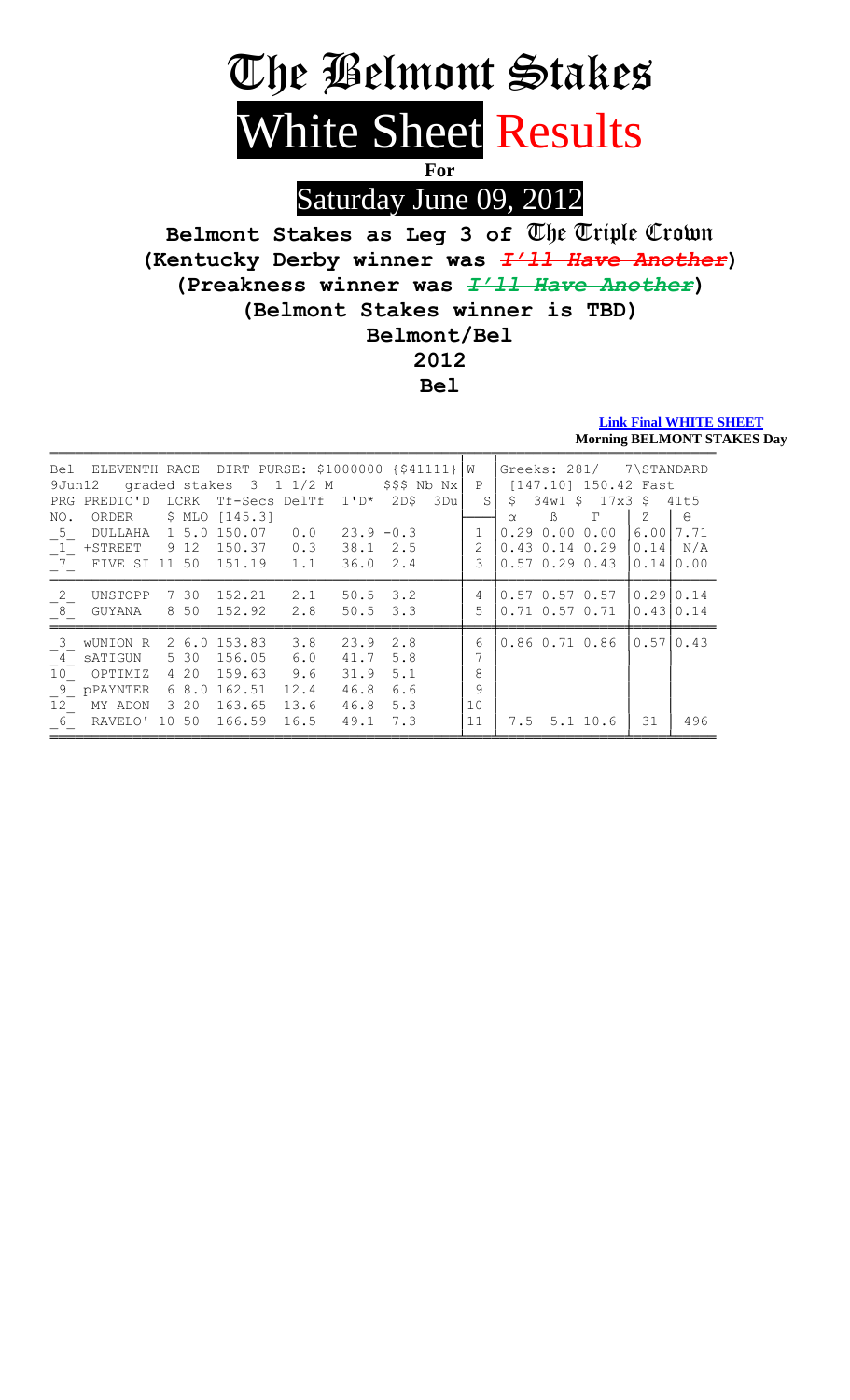# The Belmont Stakes

# White Sheet Results

**For**

## Saturday June 09, 2012

**Belmont Stakes as Leg 3 of The Triple Crown**

**(Kentucky Derby winner was ~~*I'll Have Another*~~)**

**(Preakness winner was ~~*I'll Have Another*~~)**

**(Belmont Stakes winner is TBD)**

**Belmont/Bel**

**2012**

**Bel**

**Link Final WHITE SHEET**

**Morning BELMONT STAKES Day**

```
Bel  ELEVENTH RACE  DIRT PURSE: $1000000 {$41111}|W   |Greeks: 281/   7\STANDARD
9Jun12   graded stakes  3  1 1/2 M       $$$ Nb Nx|P   | [147.10] 150.42 Fast
PRG PREDIC'D  LCRK  Tf-Secs DelTf  1'D*  2D$  3Du|S   | $  34w1 $  17x3 $  41t5
NO.  ORDER    $ MLO [145.3]                       |    | α    ß    Γ    | Z  | ϴ
_5_  DULLAHA   1 5.0 150.07   0.0   23.9 -0.3    |1   |0.29 0.00 0.00 |6.00|7.71
_1_  +STREET   9 12  150.37   0.3   38.1  2.5    |2   |0.43 0.14 0.29 |0.14| N/A
_7_  FIVE SI 11 50   151.19   1.1   36.0  2.4    |3   |0.57 0.29 0.43 |0.14|0.00

_2_  UNSTOPP   7 30  152.21   2.1   50.5  3.2    |4   |0.57 0.57 0.57 |0.29|0.14
_8_  GUYANA    8 50  152.92   2.8   50.5  3.3    |5   |0.71 0.57 0.71 |0.43|0.14

_3_  wUNION R  2 6.0 153.83   3.8   23.9  2.8    |6   |0.86 0.71 0.86 |0.57|0.43
_4_  sATIGUN   5 30  156.05   6.0   41.7  5.8    |7   |               |    |
10_  OPTIMIZ   4 20  159.63   9.6   31.9  5.1    |8   |               |    |
_9_  pPAYNTER  6 8.0 162.51  12.4   46.8  6.6    |9   |               |    |
12_  MY ADON   3 20  163.65  13.6   46.8  5.3    |10  |               |    |
_6_  RAVELO'  10 50  166.59  16.5   49.1  7.3    |11  | 7.5  5.1 10.6 | 31 | 496
```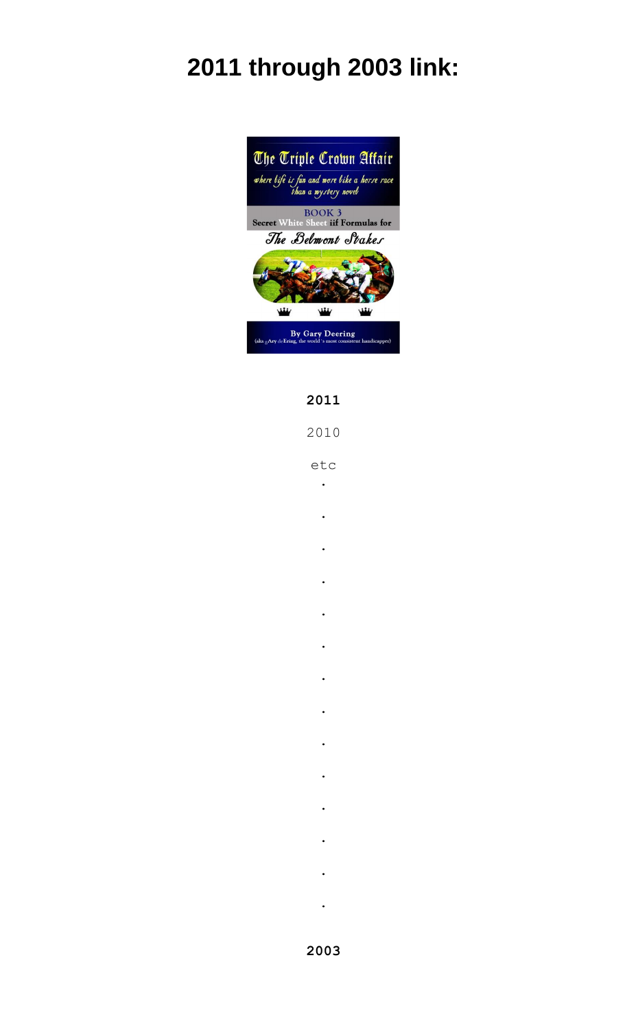# 2011 through 2003 link:

**2011**

2010

etc

.

.

.

.

.

.

.

.

.

.

.

.

.

.

**2003**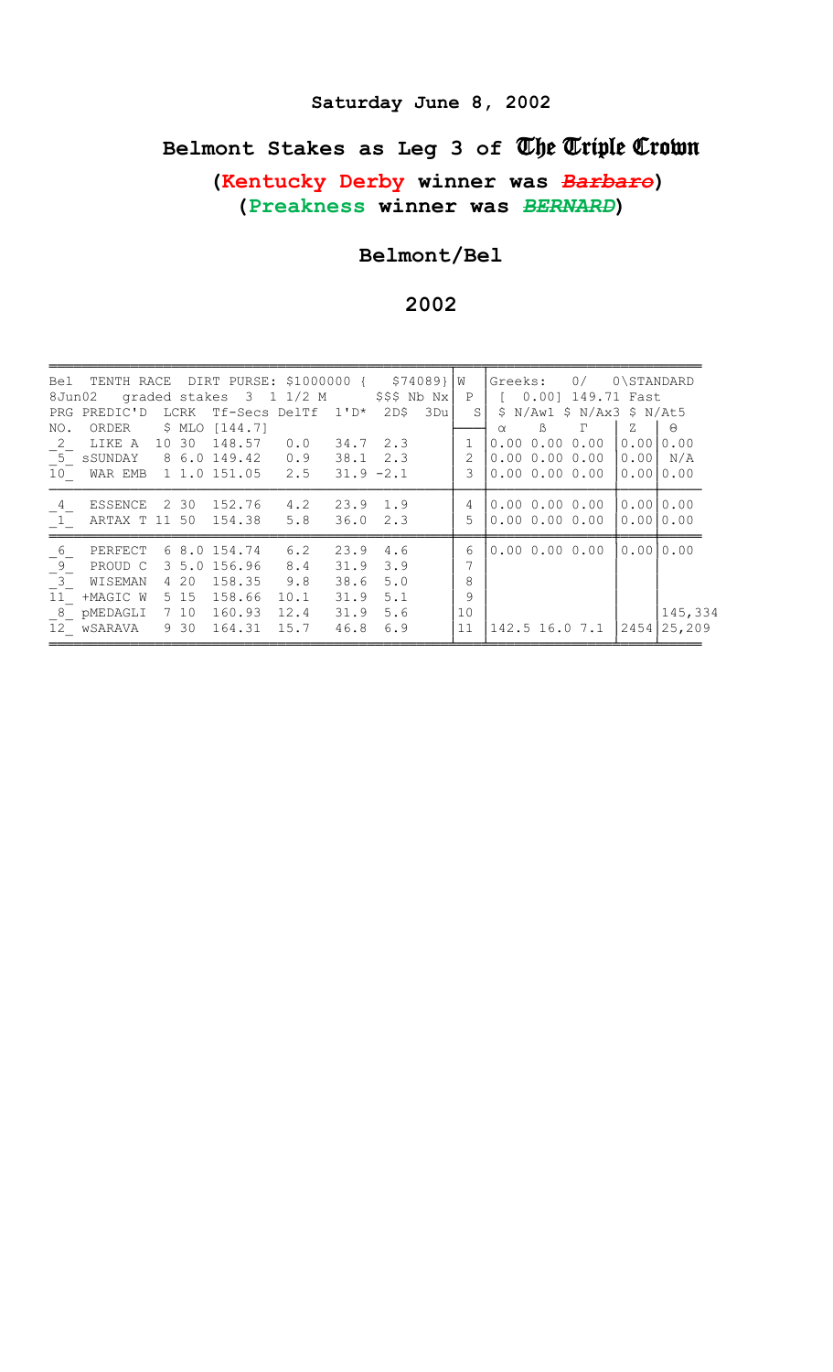## Saturday June 8, 2002

# Belmont Stakes as Leg 3 of The Triple Crown

### (Kentucky Derby winner was ~~***Barbaro***~~)
### (Preakness winner was ~~***BERNARD***~~)

## Belmont/Bel

## 2002

```
Bel  TENTH RACE  DIRT PURSE: $1000000 {    $74089} W  |Greeks:    0/   0\STANDARD
8Jun02   graded stakes  3  1 1/2 M       $$$ Nb Nx  P  | [  0.00] 149.71 Fast
PRG PREDIC'D   LCRK  Tf-Secs DelTf  1'D*  2D$   3Du  S |  $ N/Aw1 $ N/Ax3 $ N/At5
NO.  ORDER    $ MLO [144.7]                           |  α    ß    Γ   |  Z  |  Θ
_2_  LIKE A   10 30  148.57   0.0   34.7  2.3       1  |0.00 0.00 0.00 |0.00|0.00
_5_ sSUNDAY    8 6.0 149.42   0.9   38.1  2.3       2  |0.00 0.00 0.00 |0.00| N/A
10_  WAR EMB   1 1.0 151.05   2.5   31.9 -2.1       3  |0.00 0.00 0.00 |0.00|0.00

_4_  ESSENCE   2 30  152.76   4.2   23.9  1.9       4  |0.00 0.00 0.00 |0.00|0.00
_1_  ARTAX T  11 50  154.38   5.8   36.0  2.3       5  |0.00 0.00 0.00 |0.00|0.00

_6_  PERFECT   6 8.0 154.74   6.2   23.9  4.6       6  |0.00 0.00 0.00 |0.00|0.00
_9_  PROUD C   3 5.0 156.96   8.4   31.9  3.9       7  |
_3_  WISEMAN   4 20  158.35   9.8   38.6  5.0       8  |
11_ +MAGIC W   5 15  158.66  10.1   31.9  5.1       9  |
_8_ pMEDAGLI   7 10  160.93  12.4   31.9  5.6      10  |                     |145,334
12_ wSARAVA    9 30  164.31  15.7   46.8  6.9      11  |142.5 16.0 7.1 |2454|25,209
```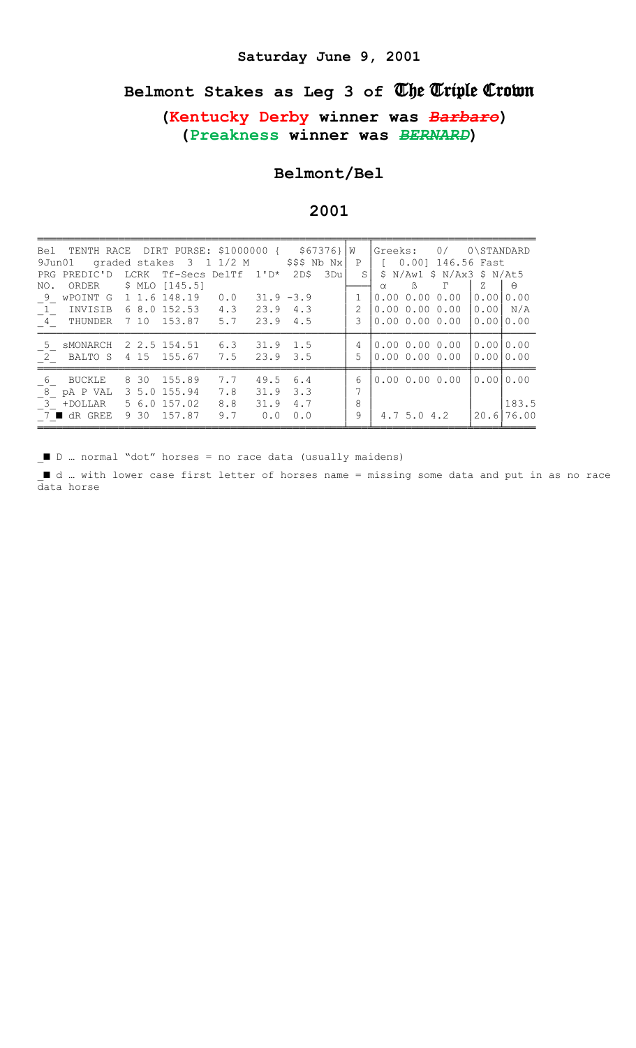**Saturday June 9, 2001**

# Belmont Stakes as Leg 3 of The Triple Crown

## (Kentucky Derby winner was ~~*Barbaro*~~)
## (Preakness winner was ~~*BERNARD*~~)

### Belmont/Bel

### 2001

```
Bel  TENTH RACE  DIRT PURSE: $1000000 {    $67376} W   Greeks:   0/   0\STANDARD
9Jun01   graded stakes  3  1 1/2 M      $$$ Nb Nx  P   [  0.00] 146.56 Fast
PRG PREDIC'D  LCRK  Tf-Secs DelTf  1'D*  2D$  3Du  S   $ N/Aw1 $ N/Ax3 $ N/At5
NO.  ORDER    $ MLO [145.5]                            α    ß    Γ     Z     Θ
_9_  wPOINT G  1 1.6 148.19   0.0    31.9 -3.9     1   0.00 0.00 0.00  0.00  0.00
_1_  INVISIB   6 8.0 152.53   4.3    23.9  4.3     2   0.00 0.00 0.00  0.00  N/A
_4_  THUNDER   7 10  153.87   5.7    23.9  4.5     3   0.00 0.00 0.00  0.00  0.00

_5_  sMONARCH  2 2.5 154.51   6.3    31.9  1.5     4   0.00 0.00 0.00  0.00  0.00
_2_  BALTO S   4 15  155.67   7.5    23.9  3.5     5   0.00 0.00 0.00  0.00  0.00

_6_  BUCKLE    8 30  155.89   7.7    49.5  6.4     6   0.00 0.00 0.00  0.00  0.00
_8_  pA P VAL  3 5.0 155.94   7.8    31.9  3.3     7
_3_  +DOLLAR   5 6.0 157.02   8.8    31.9  4.7     8                         183.5
_7_■ dR GREE   9 30  157.87   9.7     0.0  0.0     9    4.7 5.0 4.2   20.6  76.00
```

_■ D … normal "dot" horses = no race data (usually maidens)

_■ d … with lower case first letter of horses name = missing some data and put in as no race data horse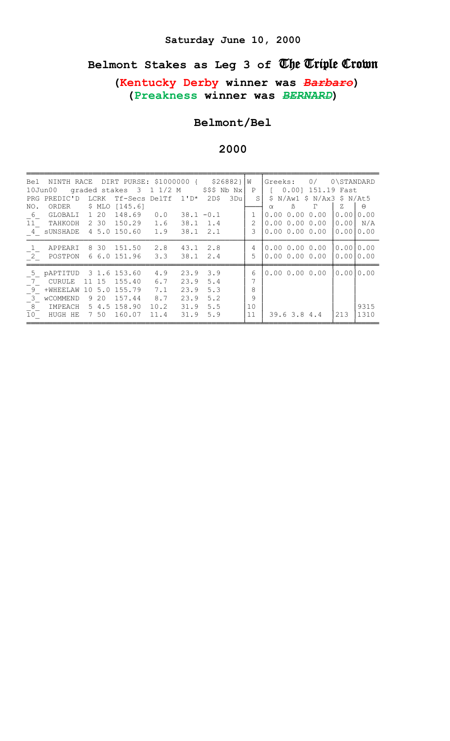**Saturday June 10, 2000**

# Belmont Stakes as Leg 3 of The Triple Crown

## (Kentucky Derby winner was ~~*Barbaro*~~)
## (Preakness winner was ~~*BERNARD*~~)

### Belmont/Bel

### 2000

```
Bel  NINTH RACE  DIRT PURSE: $1000000 {   $26882} W   Greeks:   0/   0\STANDARD
10Jun00   graded stakes  3  1 1/2 M     $$$ Nb Nx  P   [  0.00] 151.19 Fast
PRG PREDIC'D  LCRK  Tf-Secs DelTf  1'D*  2D$  3Du  S   $ N/Aw1 $ N/Ax3 $ N/At5
NO.  ORDER    $ MLO [145.6]                            α    ß    Γ    Z    Θ
_6_  GLOBALI  1 20  148.69   0.0   38.1 -0.1       1  0.00 0.00 0.00 0.00 0.00
11   TAHKODH  2 30  150.29   1.6   38.1  1.4       2  0.00 0.00 0.00 0.00  N/A
_4_ sUNSHADE  4 5.0 150.60   1.9   38.1  2.1       3  0.00 0.00 0.00 0.00 0.00

_1_  APPEARI  8 30  151.50   2.8   43.1  2.8       4  0.00 0.00 0.00 0.00 0.00
_2_  POSTPON  6 6.0 151.96   3.3   38.1  2.4       5  0.00 0.00 0.00 0.00 0.00

_5_ pAPTITUD  3 1.6 153.60   4.9   23.9  3.9       6  0.00 0.00 0.00 0.00 0.00
_7_  CURULE  11 15  155.40   6.7   23.9  5.4       7
_9_ +WHEELAW 10 5.0 155.79   7.1   23.9  5.3       8
_3_ wCOMMEND  9 20  157.44   8.7   23.9  5.2       9
_8_  IMPEACH  5 4.5 158.90  10.2   31.9  5.5      10                         9315
10   HUGH HE  7 50  160.07  11.4   31.9  5.9      11   39.6 3.8 4.4     213  1310
```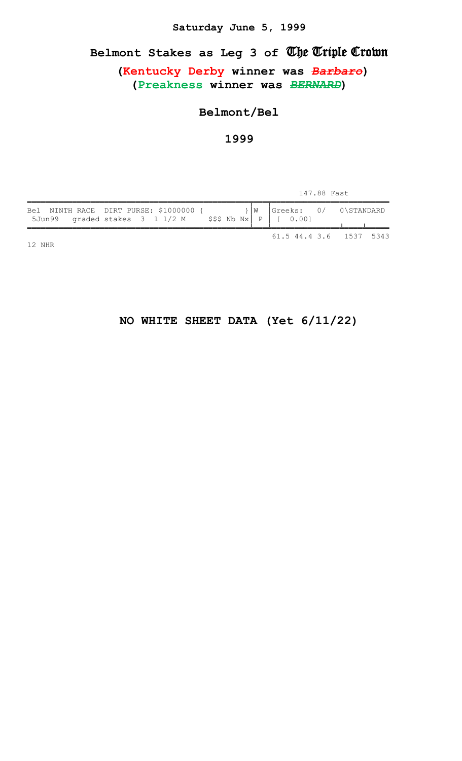**Saturday June 5, 1999**

# Belmont Stakes as Leg 3 of The Triple Crown

## (Kentucky Derby winner was ~~*Barbaro*~~)
## (Preakness winner was ~~*BERNARD*~~)

### Belmont/Bel

### 1999

```
                                                       147.88 Fast
Bel  NINTH RACE  DIRT PURSE: $1000000 {           }|W  |Greeks:   0/   0\STANDARD
 5Jun99   graded stakes  3  1 1/2 M     $$$ Nb Nx|  P  |  [  0.00]
                                                       61.5 44.4 3.6   1537  5343
12 NHR
```

**NO WHITE SHEET DATA (Yet 6/11/22)**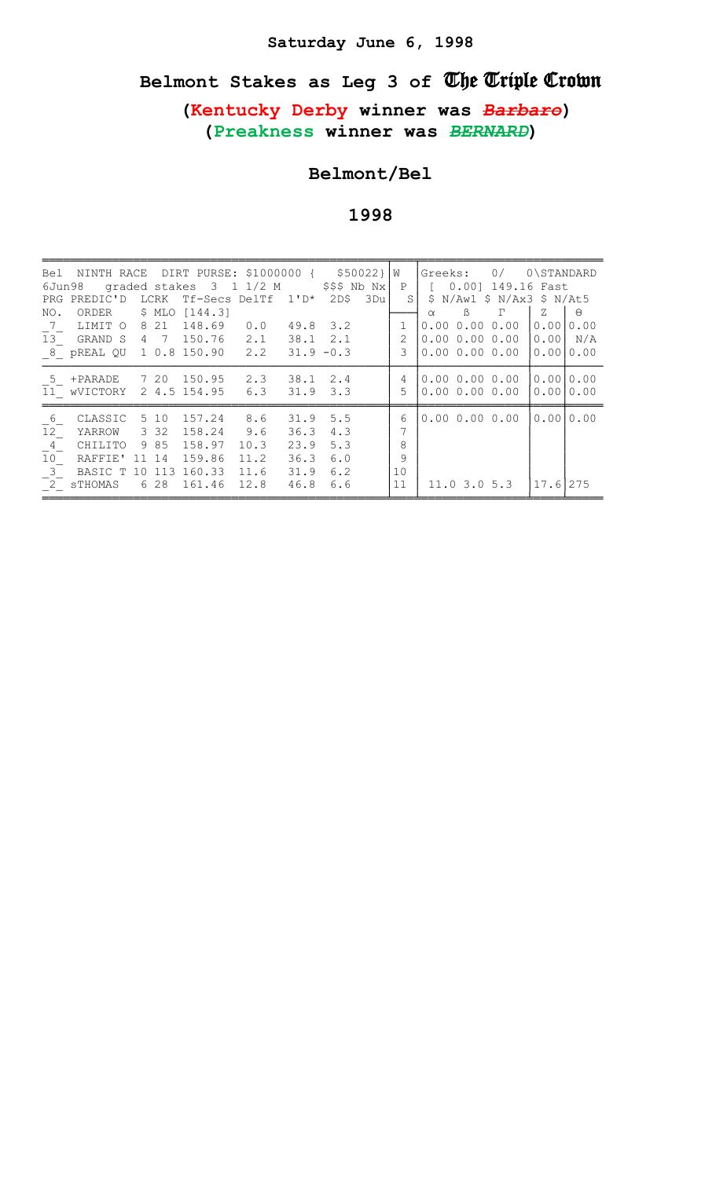**Saturday June 6, 1998**

# Belmont Stakes as Leg 3 of The Triple Crown

## (Kentucky Derby winner was ~~*Barbaro*~~)
## (Preakness winner was ~~*BERNARD*~~)

## Belmont/Bel

## 1998

```
Bel  NINTH RACE  DIRT PURSE: $1000000 {   $50022}|W    |Greeks:   0/   0\STANDARD
6Jun98  graded stakes  3  1 1/2 M       $$$ Nb Nx|P    | [  0.00] 149.16 Fast
PRG PREDIC'D  LCRK  Tf-Secs DelTf  1'D*  2D$  3Du|S    | $ N/Aw1 $ N/Ax3 $ N/At5
NO.  ORDER    $ MLO [144.3]                       |     |  α    ß    Γ   |  Z  |  Θ
_7_  LIMIT O   8 21  148.69   0.0   49.8  3.2     | 1   |0.00 0.00 0.00  |0.00|0.00
13_  GRAND S   4  7  150.76   2.1   38.1  2.1     | 2   |0.00 0.00 0.00  |0.00| N/A
_8_ pREAL QU   1 0.8 150.90   2.2   31.9 -0.3     | 3   |0.00 0.00 0.00  |0.00|0.00

_5_ +PARADE    7 20  150.95   2.3   38.1  2.4     | 4   |0.00 0.00 0.00  |0.00|0.00
11_ wVICTORY   2 4.5 154.95   6.3   31.9  3.3     | 5   |0.00 0.00 0.00  |0.00|0.00

_6_  CLASSIC   5 10  157.24   8.6   31.9  5.5     | 6   |0.00 0.00 0.00  |0.00|0.00
12_  YARROW    3 32  158.24   9.6   36.3  4.3     | 7   |
_4_  CHILITO   9 85  158.97  10.3   23.9  5.3     | 8   |
10_  RAFFIE'  11 14  159.86  11.2   36.3  6.0     | 9   |
_3_  BASIC T  10 113 160.33  11.6   31.9  6.2     |10   |
_2_ sTHOMAS    6 28  161.46  12.8   46.8  6.6     |11   |  11.0 3.0 5.3  |17.6|275
```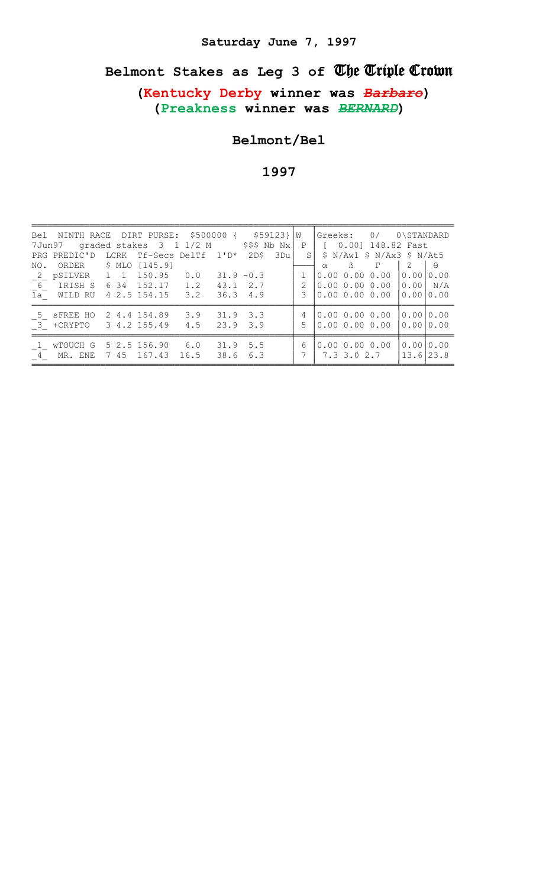**Saturday June 7, 1997**

## Belmont Stakes as Leg 3 of The Triple Crown

**(Kentucky Derby winner was ~~*Barbaro*~~)**
**(Preakness winner was ~~*BERNARD*~~)**

**Belmont/Bel**

**1997**

```
Bel  NINTH RACE  DIRT PURSE:  $500000 {    $59123}|W   |Greeks:   0/   0\STANDARD
7Jun97   graded stakes  3  1 1/2 M       $$$ Nb Nx|  P |  [  0.00] 148.82 Fast
PRG PREDIC'D  LCRK  Tf-Secs DelTf  1'D*  2D$  3Du|  S|  $ N/Aw1 $ N/Ax3 $ N/At5
NO.  ORDER    $ MLO [145.9]                       |    |   α    ß    Γ    |  Z  |  Θ
_2_ pSILVER   1  1  150.95   0.0   31.9 -0.3      |  1 |0.00 0.00 0.00   |0.00|0.00
_6_  IRISH S  6 34  152.17   1.2   43.1  2.7      |  2 |0.00 0.00 0.00   |0.00| N/A
1a_  WILD RU  4 2.5 154.15   3.2   36.3  4.9      |  3 |0.00 0.00 0.00   |0.00|0.00

_5_ sFREE HO  2 4.4 154.89   3.9   31.9  3.3      |  4 |0.00 0.00 0.00   |0.00|0.00
_3_ +CRYPTO   3 4.2 155.49   4.5   23.9  3.9      |  5 |0.00 0.00 0.00   |0.00|0.00

_1_ wTOUCH G  5 2.5 156.90   6.0   31.9  5.5      |  6 |0.00 0.00 0.00   |0.00|0.00
_4_  MR. ENE  7 45  167.43  16.5   38.6  6.3      |  7 | 7.3 3.0 2.7      |13.6|23.8
```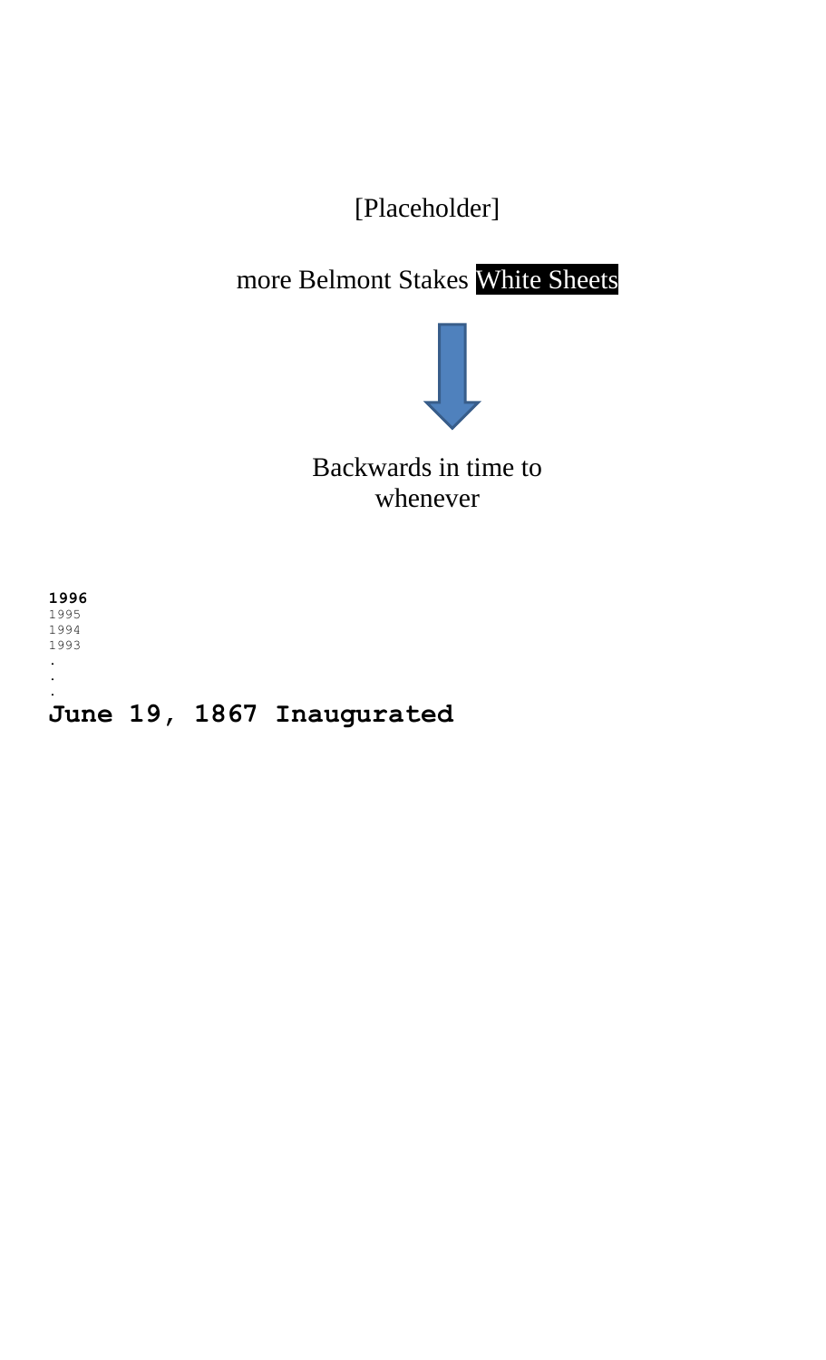[Placeholder]

more Belmont Stakes White Sheets

Backwards in time to whenever

**1996**
1995
1994
1993
.
.
.
**June 19, 1867 Inaugurated**